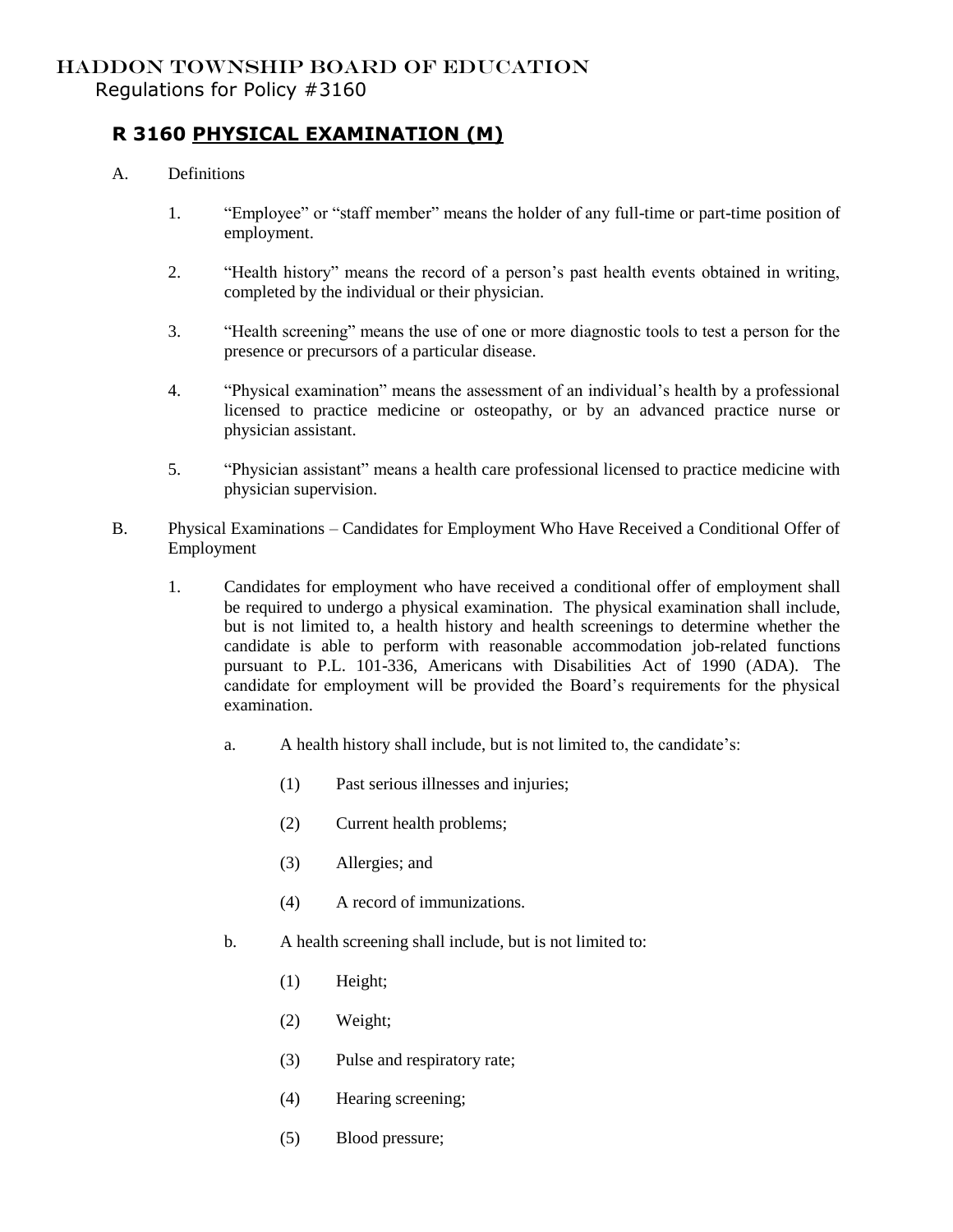# HADDON TOWNSHIP BOARD OF EDUCATION

Regulations for Policy #3160

## R 3160 PHYSICAL EXAMINATION (M)

A. Definitions

1. "Employee" or "staff member" means the holder of any full-time or part-time position of employment.

2. "Health history" means the record of a person's past health events obtained in writing, completed by the individual or their physician.

3. "Health screening" means the use of one or more diagnostic tools to test a person for the presence or precursors of a particular disease.

4. "Physical examination" means the assessment of an individual's health by a professional licensed to practice medicine or osteopathy, or by an advanced practice nurse or physician assistant.

5. "Physician assistant" means a health care professional licensed to practice medicine with physician supervision.

B. Physical Examinations – Candidates for Employment Who Have Received a Conditional Offer of Employment

1. Candidates for employment who have received a conditional offer of employment shall be required to undergo a physical examination. The physical examination shall include, but is not limited to, a health history and health screenings to determine whether the candidate is able to perform with reasonable accommodation job-related functions pursuant to P.L. 101-336, Americans with Disabilities Act of 1990 (ADA). The candidate for employment will be provided the Board's requirements for the physical examination.

   a. A health history shall include, but is not limited to, the candidate's:

      (1) Past serious illnesses and injuries;

      (2) Current health problems;

      (3) Allergies; and

      (4) A record of immunizations.

   b. A health screening shall include, but is not limited to:

      (1) Height;

      (2) Weight;

      (3) Pulse and respiratory rate;

      (4) Hearing screening;

      (5) Blood pressure;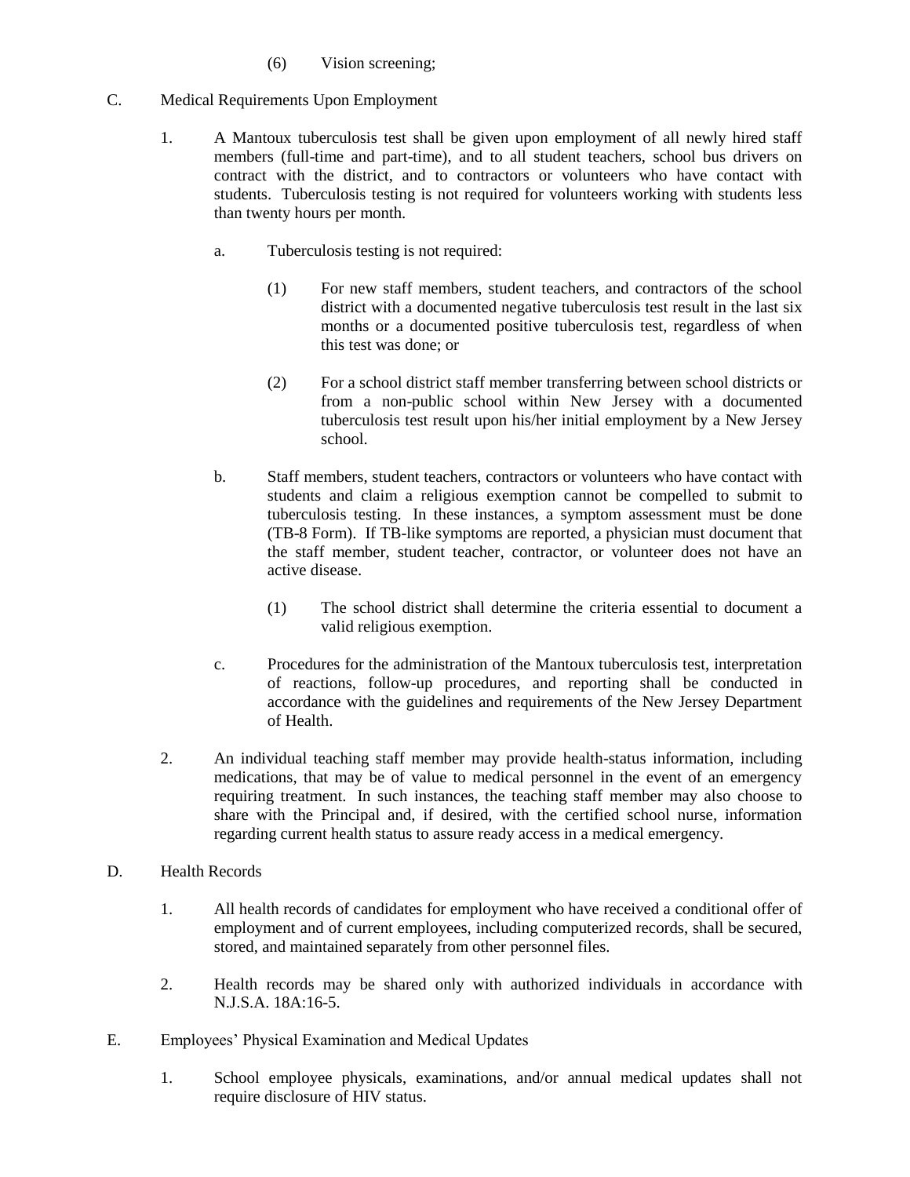(6) Vision screening;

C. Medical Requirements Upon Employment

1. A Mantoux tuberculosis test shall be given upon employment of all newly hired staff members (full-time and part-time), and to all student teachers, school bus drivers on contract with the district, and to contractors or volunteers who have contact with students. Tuberculosis testing is not required for volunteers working with students less than twenty hours per month.

   a. Tuberculosis testing is not required:

      (1) For new staff members, student teachers, and contractors of the school district with a documented negative tuberculosis test result in the last six months or a documented positive tuberculosis test, regardless of when this test was done; or

      (2) For a school district staff member transferring between school districts or from a non-public school within New Jersey with a documented tuberculosis test result upon his/her initial employment by a New Jersey school.

   b. Staff members, student teachers, contractors or volunteers who have contact with students and claim a religious exemption cannot be compelled to submit to tuberculosis testing. In these instances, a symptom assessment must be done (TB-8 Form). If TB-like symptoms are reported, a physician must document that the staff member, student teacher, contractor, or volunteer does not have an active disease.

      (1) The school district shall determine the criteria essential to document a valid religious exemption.

   c. Procedures for the administration of the Mantoux tuberculosis test, interpretation of reactions, follow-up procedures, and reporting shall be conducted in accordance with the guidelines and requirements of the New Jersey Department of Health.

2. An individual teaching staff member may provide health-status information, including medications, that may be of value to medical personnel in the event of an emergency requiring treatment. In such instances, the teaching staff member may also choose to share with the Principal and, if desired, with the certified school nurse, information regarding current health status to assure ready access in a medical emergency.

D. Health Records

1. All health records of candidates for employment who have received a conditional offer of employment and of current employees, including computerized records, shall be secured, stored, and maintained separately from other personnel files.

2. Health records may be shared only with authorized individuals in accordance with N.J.S.A. 18A:16-5.

E. Employees' Physical Examination and Medical Updates

1. School employee physicals, examinations, and/or annual medical updates shall not require disclosure of HIV status.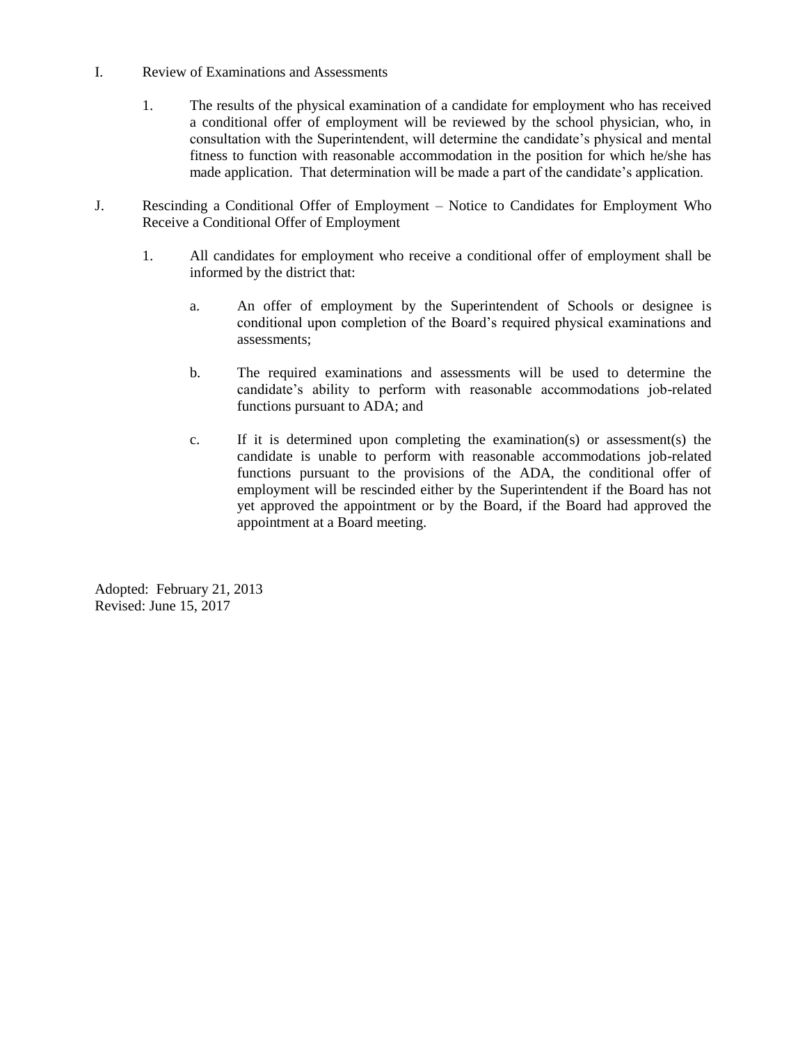I. Review of Examinations and Assessments

1. The results of the physical examination of a candidate for employment who has received a conditional offer of employment will be reviewed by the school physician, who, in consultation with the Superintendent, will determine the candidate's physical and mental fitness to function with reasonable accommodation in the position for which he/she has made application. That determination will be made a part of the candidate's application.

J. Rescinding a Conditional Offer of Employment – Notice to Candidates for Employment Who Receive a Conditional Offer of Employment

1. All candidates for employment who receive a conditional offer of employment shall be informed by the district that:

   a. An offer of employment by the Superintendent of Schools or designee is conditional upon completion of the Board's required physical examinations and assessments;

   b. The required examinations and assessments will be used to determine the candidate's ability to perform with reasonable accommodations job-related functions pursuant to ADA; and

   c. If it is determined upon completing the examination(s) or assessment(s) the candidate is unable to perform with reasonable accommodations job-related functions pursuant to the provisions of the ADA, the conditional offer of employment will be rescinded either by the Superintendent if the Board has not yet approved the appointment or by the Board, if the Board had approved the appointment at a Board meeting.

Adopted: February 21, 2013
Revised: June 15, 2017